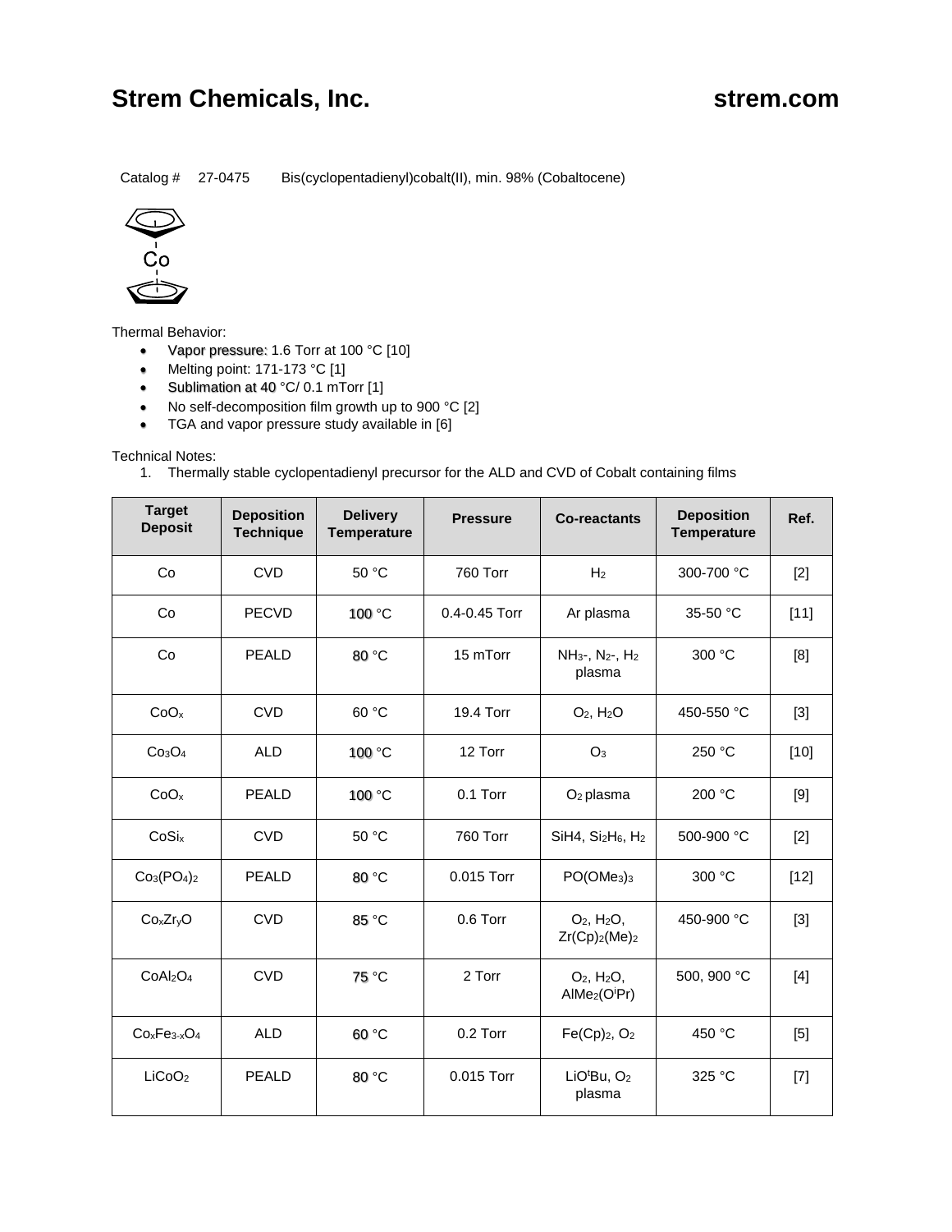# Strem Chemicals, Inc. strem.com

Catalog # 27-0475 Bis(cyclopentadienyl)cobalt(II), min. 98% (Cobaltocene)

Thermal Behavior:

- Vapor pressure: 1.6 Torr at 100 °C [10]
- Melting point: 171-173 °C [1]
- Sublimation at 40 °C/ 0.1 mTorr [1]
- No self-decomposition film growth up to 900 °C [2]
- TGA and vapor pressure study available in [6]

Technical Notes:

1. Thermally stable cyclopentadienyl precursor for the ALD and CVD of Cobalt containing films

| Target Deposit | Deposition Technique | Delivery Temperature | Pressure | Co-reactants | Deposition Temperature | Ref. |
|---|---|---|---|---|---|---|
| Co | CVD | 50 °C | 760 Torr | $H_2$ | 300-700 °C | [2] |
| Co | PECVD | 100 °C | 0.4-0.45 Torr | Ar plasma | 35-50 °C | [11] |
| Co | PEALD | 80 °C | 15 mTorr | $NH_3$-, $N_2$-, $H_2$ plasma | 300 °C | [8] |
| $CoO_x$ | CVD | 60 °C | 19.4 Torr | $O_2$, $H_2O$ | 450-550 °C | [3] |
| $Co_3O_4$ | ALD | 100 °C | 12 Torr | $O_3$ | 250 °C | [10] |
| $CoO_x$ | PEALD | 100 °C | 0.1 Torr | $O_2$ plasma | 200 °C | [9] |
| $CoSi_x$ | CVD | 50 °C | 760 Torr | SiH4, $Si_2H_6$, $H_2$ | 500-900 °C | [2] |
| $Co_3(PO_4)_2$ | PEALD | 80 °C | 0.015 Torr | $PO(OMe_3)_3$ | 300 °C | [12] |
| $Co_xZr_yO$ | CVD | 85 °C | 0.6 Torr | $O_2$, $H_2O$, $Zr(Cp)_2(Me)_2$ | 450-900 °C | [3] |
| $CoAl_2O_4$ | CVD | 75 °C | 2 Torr | $O_2$, $H_2O$, $AlMe_2(O^iPr)$ | 500, 900 °C | [4] |
| $Co_xFe_{3-x}O_4$ | ALD | 60 °C | 0.2 Torr | $Fe(Cp)_2$, $O_2$ | 450 °C | [5] |
| $LiCoO_2$ | PEALD | 80 °C | 0.015 Torr | $LiO^tBu$, $O_2$ plasma | 325 °C | [7] |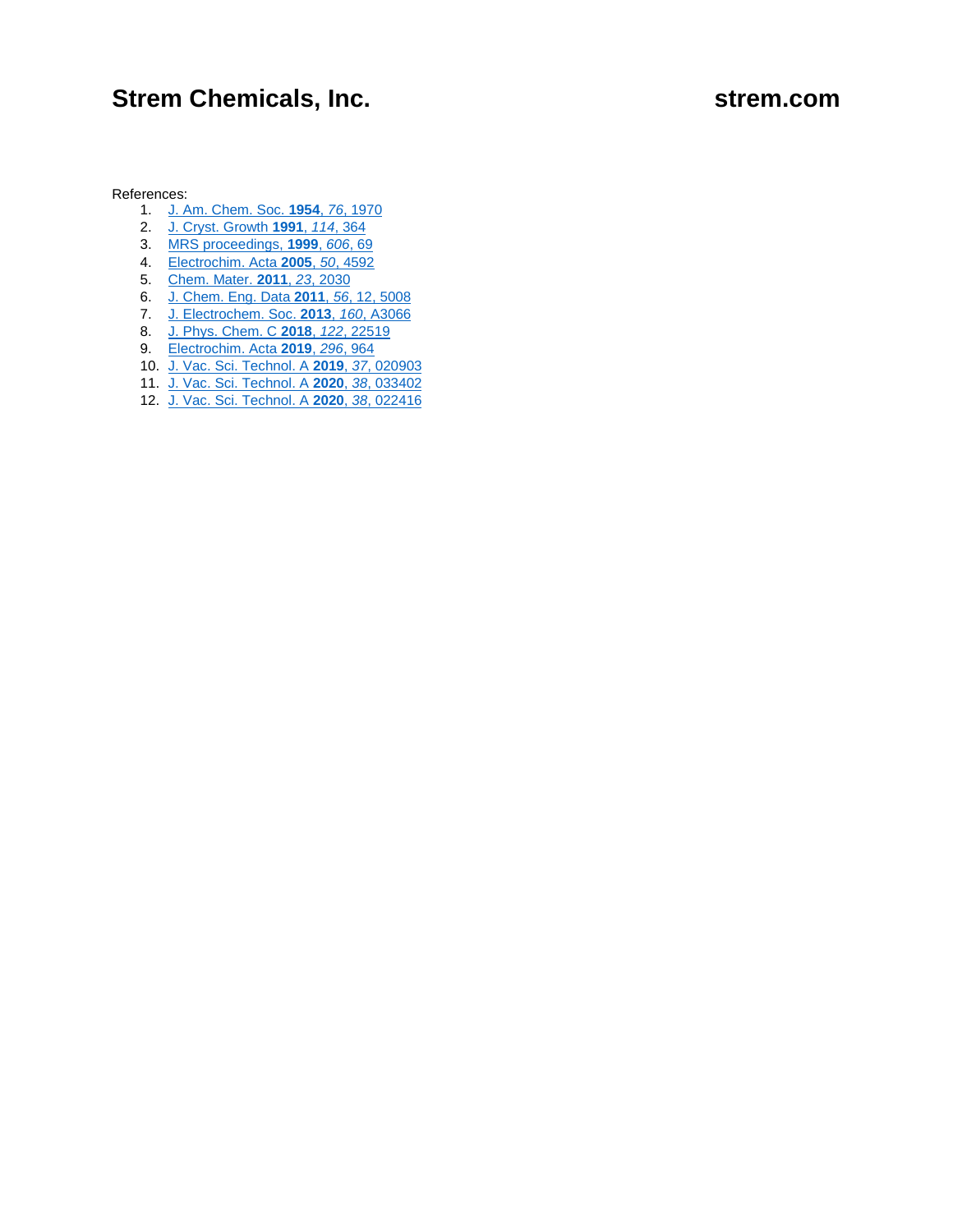References:

1. J. Am. Chem. Soc. **1954**, *76*, 1970
2. J. Cryst. Growth **1991**, *114*, 364
3. MRS proceedings, **1999**, *606*, 69
4. Electrochim. Acta **2005**, *50*, 4592
5. Chem. Mater. **2011**, *23*, 2030
6. J. Chem. Eng. Data **2011**, *56*, 12, 5008
7. J. Electrochem. Soc. **2013**, *160*, A3066
8. J. Phys. Chem. C **2018**, *122*, 22519
9. Electrochim. Acta **2019**, *296*, 964
10. J. Vac. Sci. Technol. A **2019**, *37*, 020903
11. J. Vac. Sci. Technol. A **2020**, *38*, 033402
12. J. Vac. Sci. Technol. A **2020**, *38*, 022416